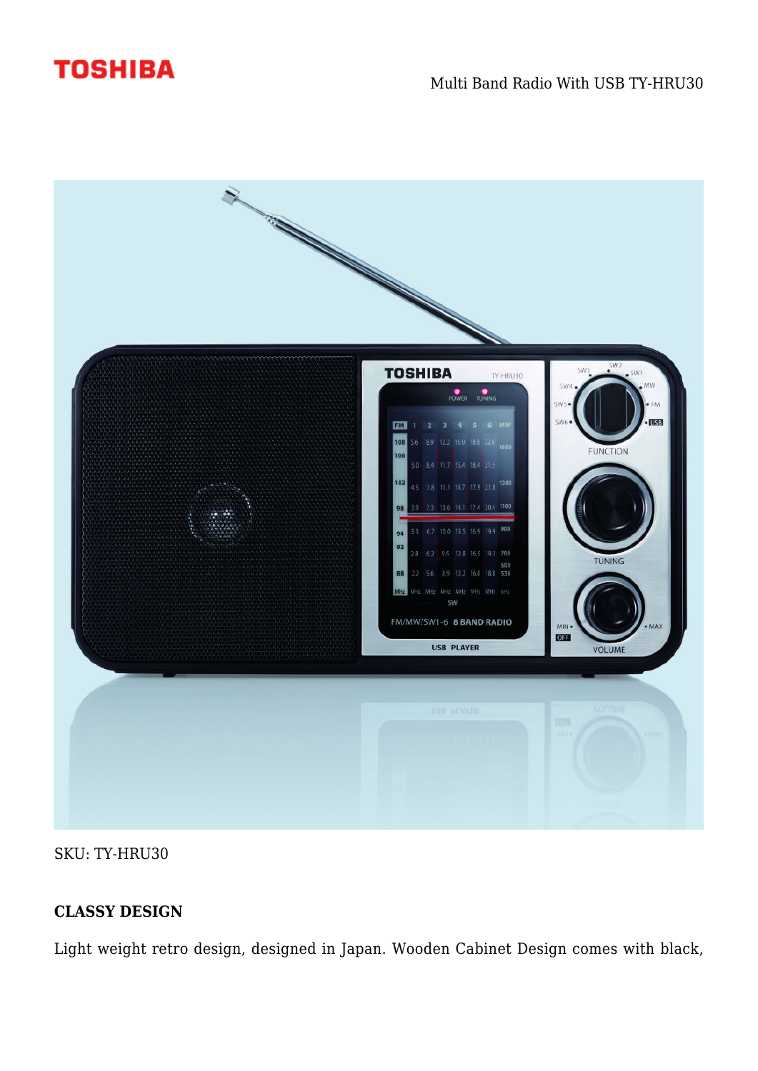**TOSHIBA**

Multi Band Radio With USB TY-HRU30

SKU: TY-HRU30

## CLASSY DESIGN

Light weight retro design, designed in Japan. Wooden Cabinet Design comes with black,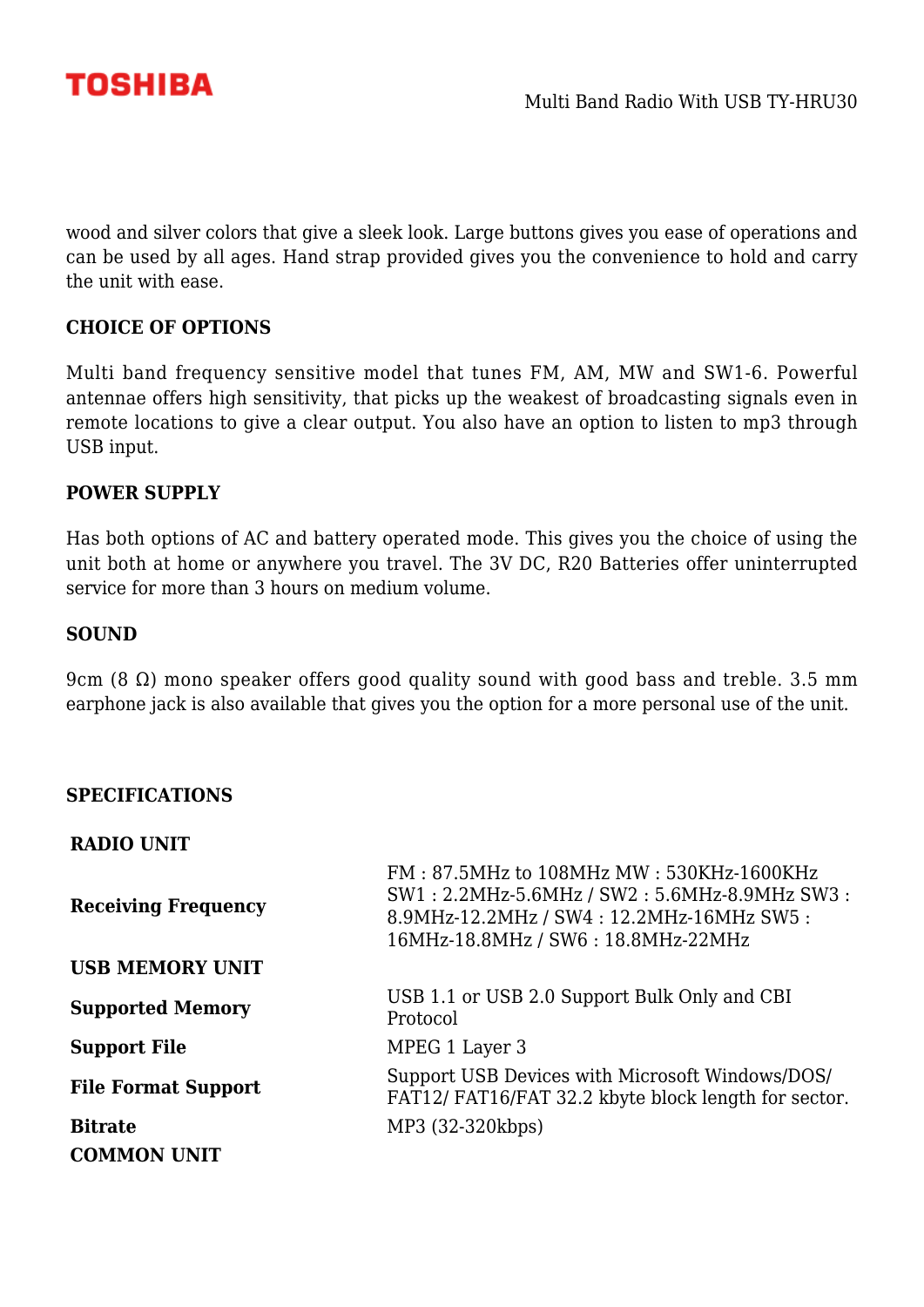wood and silver colors that give a sleek look. Large buttons gives you ease of operations and can be used by all ages. Hand strap provided gives you the convenience to hold and carry the unit with ease.

**CHOICE OF OPTIONS**

Multi band frequency sensitive model that tunes FM, AM, MW and SW1-6. Powerful antennae offers high sensitivity, that picks up the weakest of broadcasting signals even in remote locations to give a clear output. You also have an option to listen to mp3 through USB input.

**POWER SUPPLY**

Has both options of AC and battery operated mode. This gives you the choice of using the unit both at home or anywhere you travel. The 3V DC, R20 Batteries offer uninterrupted service for more than 3 hours on medium volume.

**SOUND**

9cm (8 Ω) mono speaker offers good quality sound with good bass and treble. 3.5 mm earphone jack is also available that gives you the option for a more personal use of the unit.

**SPECIFICATIONS**

| | |
|---|---|
| **RADIO UNIT** | |
| **Receiving Frequency** | FM : 87.5MHz to 108MHz MW : 530KHz-1600KHz SW1 : 2.2MHz-5.6MHz / SW2 : 5.6MHz-8.9MHz SW3 : 8.9MHz-12.2MHz / SW4 : 12.2MHz-16MHz SW5 : 16MHz-18.8MHz / SW6 : 18.8MHz-22MHz |
| **USB MEMORY UNIT** | |
| **Supported Memory** | USB 1.1 or USB 2.0 Support Bulk Only and CBI Protocol |
| **Support File** | MPEG 1 Layer 3 |
| **File Format Support** | Support USB Devices with Microsoft Windows/DOS/ FAT12/ FAT16/FAT 32.2 kbyte block length for sector. |
| **Bitrate** | MP3 (32-320kbps) |
| **COMMON UNIT** | |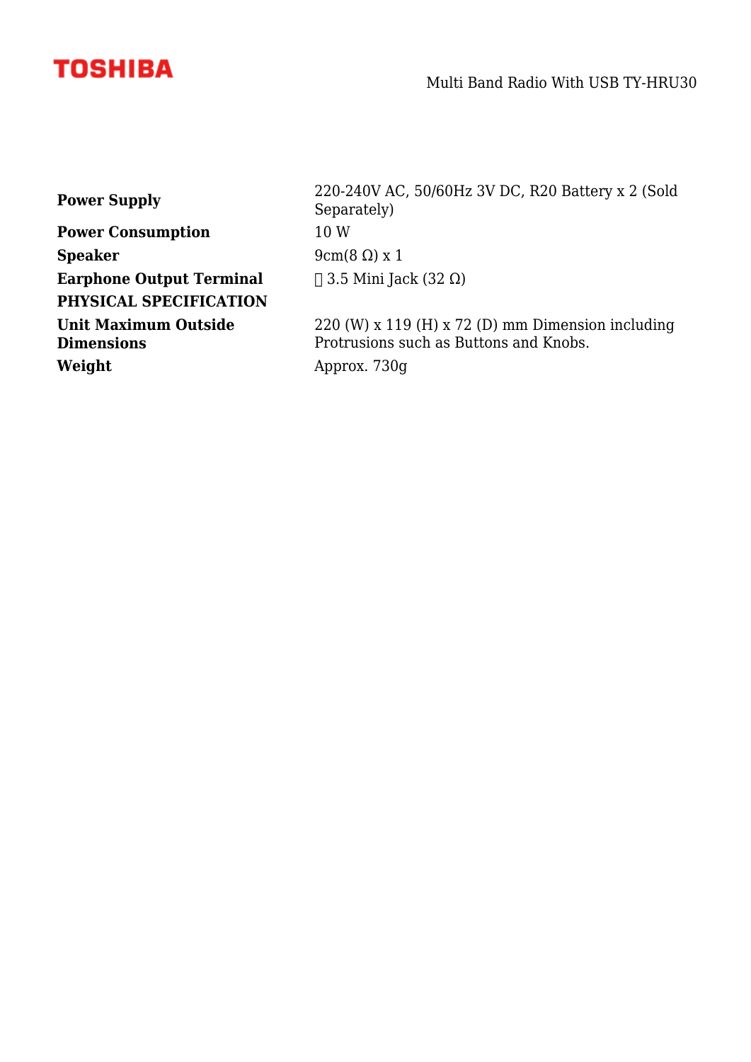| | |
|---|---|
| **Power Supply** | 220-240V AC, 50/60Hz 3V DC, R20 Battery x 2 (Sold Separately) |
| **Power Consumption** | 10 W |
| **Speaker** | 9cm(8 Ω) x 1 |
| **Earphone Output Terminal** | 3.5 Mini Jack (32 Ω) |
| **PHYSICAL SPECIFICATION** | |
| **Unit Maximum Outside Dimensions** | 220 (W) x 119 (H) x 72 (D) mm Dimension including Protrusions such as Buttons and Knobs. |
| **Weight** | Approx. 730g |